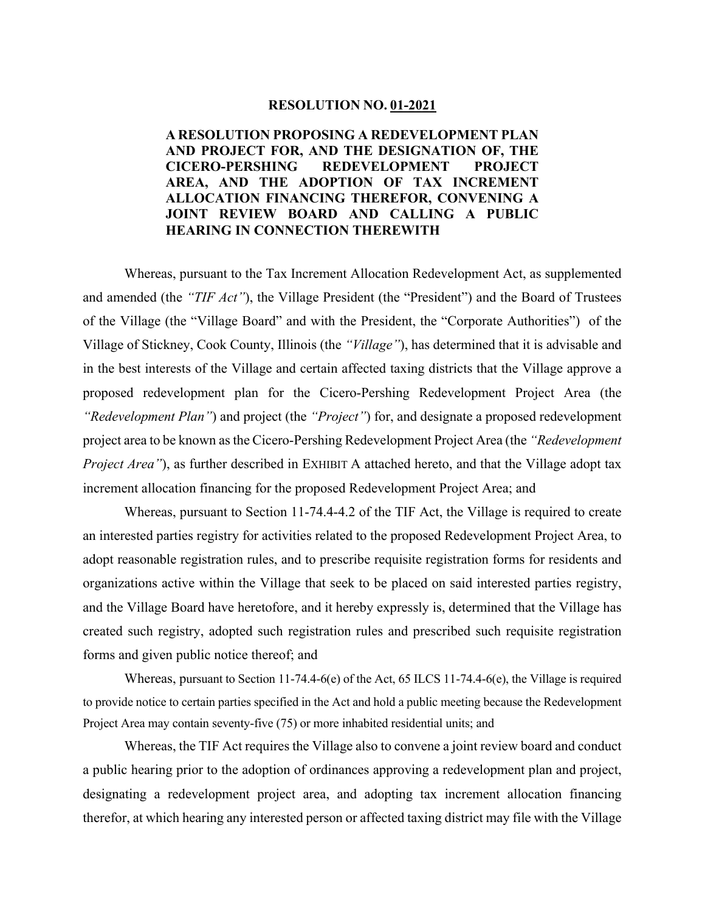**RESOLUTION NO. 01-2021**

**A RESOLUTION PROPOSING A REDEVELOPMENT PLAN AND PROJECT FOR, AND THE DESIGNATION OF, THE CICERO-PERSHING REDEVELOPMENT PROJECT AREA, AND THE ADOPTION OF TAX INCREMENT ALLOCATION FINANCING THEREFOR, CONVENING A JOINT REVIEW BOARD AND CALLING A PUBLIC HEARING IN CONNECTION THEREWITH**

Whereas, pursuant to the Tax Increment Allocation Redevelopment Act, as supplemented and amended (the *"TIF Act"*), the Village President (the "President") and the Board of Trustees of the Village (the "Village Board" and with the President, the "Corporate Authorities") of the Village of Stickney, Cook County, Illinois (the *"Village"*), has determined that it is advisable and in the best interests of the Village and certain affected taxing districts that the Village approve a proposed redevelopment plan for the Cicero-Pershing Redevelopment Project Area (the *"Redevelopment Plan"*) and project (the *"Project"*) for, and designate a proposed redevelopment project area to be known as the Cicero-Pershing Redevelopment Project Area (the *"Redevelopment Project Area"*), as further described in EXHIBIT A attached hereto, and that the Village adopt tax increment allocation financing for the proposed Redevelopment Project Area; and

Whereas, pursuant to Section 11-74.4-4.2 of the TIF Act, the Village is required to create an interested parties registry for activities related to the proposed Redevelopment Project Area, to adopt reasonable registration rules, and to prescribe requisite registration forms for residents and organizations active within the Village that seek to be placed on said interested parties registry, and the Village Board have heretofore, and it hereby expressly is, determined that the Village has created such registry, adopted such registration rules and prescribed such requisite registration forms and given public notice thereof; and

Whereas, pursuant to Section 11-74.4-6(e) of the Act, 65 ILCS 11-74.4-6(e), the Village is required to provide notice to certain parties specified in the Act and hold a public meeting because the Redevelopment Project Area may contain seventy-five (75) or more inhabited residential units; and

Whereas, the TIF Act requires the Village also to convene a joint review board and conduct a public hearing prior to the adoption of ordinances approving a redevelopment plan and project, designating a redevelopment project area, and adopting tax increment allocation financing therefor, at which hearing any interested person or affected taxing district may file with the Village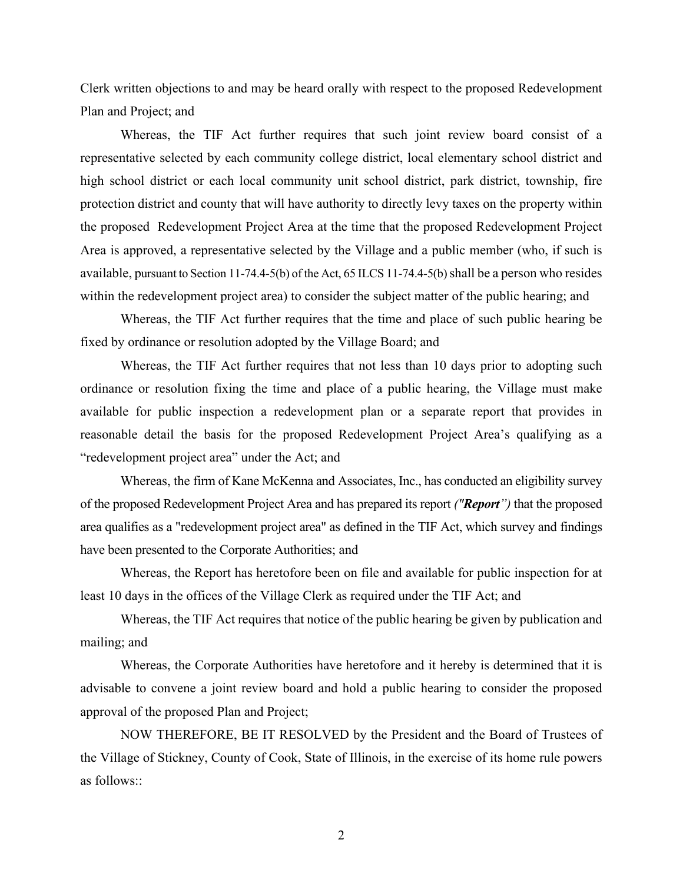Clerk written objections to and may be heard orally with respect to the proposed Redevelopment Plan and Project; and

Whereas, the TIF Act further requires that such joint review board consist of a representative selected by each community college district, local elementary school district and high school district or each local community unit school district, park district, township, fire protection district and county that will have authority to directly levy taxes on the property within the proposed Redevelopment Project Area at the time that the proposed Redevelopment Project Area is approved, a representative selected by the Village and a public member (who, if such is available, pursuant to Section 11-74.4-5(b) of the Act, 65 ILCS 11-74.4-5(b) shall be a person who resides within the redevelopment project area) to consider the subject matter of the public hearing; and

Whereas, the TIF Act further requires that the time and place of such public hearing be fixed by ordinance or resolution adopted by the Village Board; and

Whereas, the TIF Act further requires that not less than 10 days prior to adopting such ordinance or resolution fixing the time and place of a public hearing, the Village must make available for public inspection a redevelopment plan or a separate report that provides in reasonable detail the basis for the proposed Redevelopment Project Area's qualifying as a "redevelopment project area" under the Act; and

Whereas, the firm of Kane McKenna and Associates, Inc., has conducted an eligibility survey of the proposed Redevelopment Project Area and has prepared its report *("**Report**")* that the proposed area qualifies as a "redevelopment project area" as defined in the TIF Act, which survey and findings have been presented to the Corporate Authorities; and

Whereas, the Report has heretofore been on file and available for public inspection for at least 10 days in the offices of the Village Clerk as required under the TIF Act; and

Whereas, the TIF Act requires that notice of the public hearing be given by publication and mailing; and

Whereas, the Corporate Authorities have heretofore and it hereby is determined that it is advisable to convene a joint review board and hold a public hearing to consider the proposed approval of the proposed Plan and Project;

NOW THEREFORE, BE IT RESOLVED by the President and the Board of Trustees of the Village of Stickney, County of Cook, State of Illinois, in the exercise of its home rule powers as follows::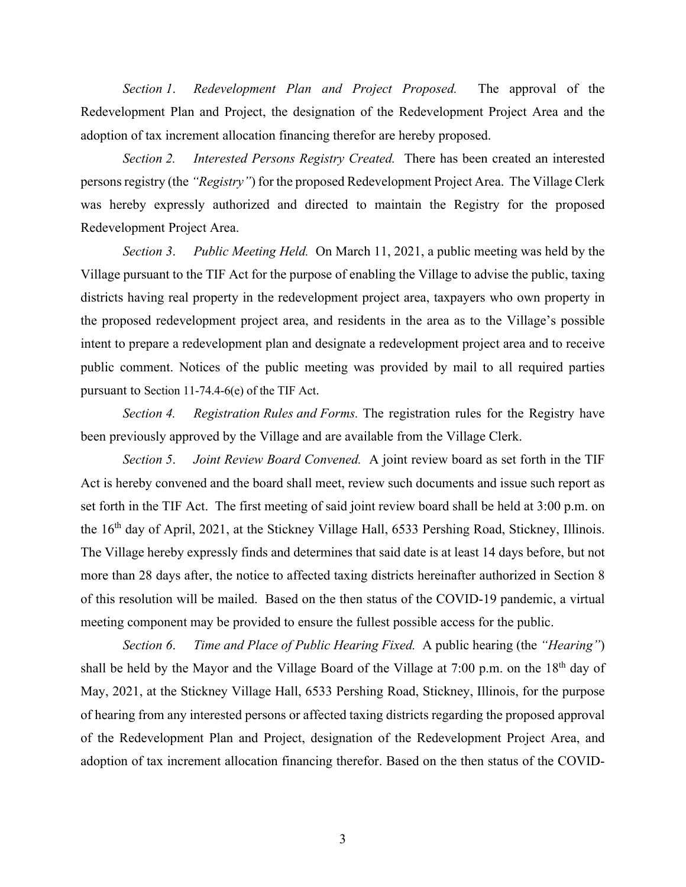*Section 1*. *Redevelopment Plan and Project Proposed.* The approval of the Redevelopment Plan and Project, the designation of the Redevelopment Project Area and the adoption of tax increment allocation financing therefor are hereby proposed.

*Section 2.* *Interested Persons Registry Created.* There has been created an interested persons registry (the *"Registry"*) for the proposed Redevelopment Project Area. The Village Clerk was hereby expressly authorized and directed to maintain the Registry for the proposed Redevelopment Project Area.

*Section 3*. *Public Meeting Held.* On March 11, 2021, a public meeting was held by the Village pursuant to the TIF Act for the purpose of enabling the Village to advise the public, taxing districts having real property in the redevelopment project area, taxpayers who own property in the proposed redevelopment project area, and residents in the area as to the Village's possible intent to prepare a redevelopment plan and designate a redevelopment project area and to receive public comment. Notices of the public meeting was provided by mail to all required parties pursuant to Section 11-74.4-6(e) of the TIF Act.

*Section 4.* *Registration Rules and Forms.* The registration rules for the Registry have been previously approved by the Village and are available from the Village Clerk.

*Section 5*. *Joint Review Board Convened.* A joint review board as set forth in the TIF Act is hereby convened and the board shall meet, review such documents and issue such report as set forth in the TIF Act. The first meeting of said joint review board shall be held at 3:00 p.m. on the 16th day of April, 2021, at the Stickney Village Hall, 6533 Pershing Road, Stickney, Illinois. The Village hereby expressly finds and determines that said date is at least 14 days before, but not more than 28 days after, the notice to affected taxing districts hereinafter authorized in Section 8 of this resolution will be mailed. Based on the then status of the COVID-19 pandemic, a virtual meeting component may be provided to ensure the fullest possible access for the public.

*Section 6*. *Time and Place of Public Hearing Fixed.* A public hearing (the *"Hearing"*) shall be held by the Mayor and the Village Board of the Village at 7:00 p.m. on the 18th day of May, 2021, at the Stickney Village Hall, 6533 Pershing Road, Stickney, Illinois, for the purpose of hearing from any interested persons or affected taxing districts regarding the proposed approval of the Redevelopment Plan and Project, designation of the Redevelopment Project Area, and adoption of tax increment allocation financing therefor. Based on the then status of the COVID-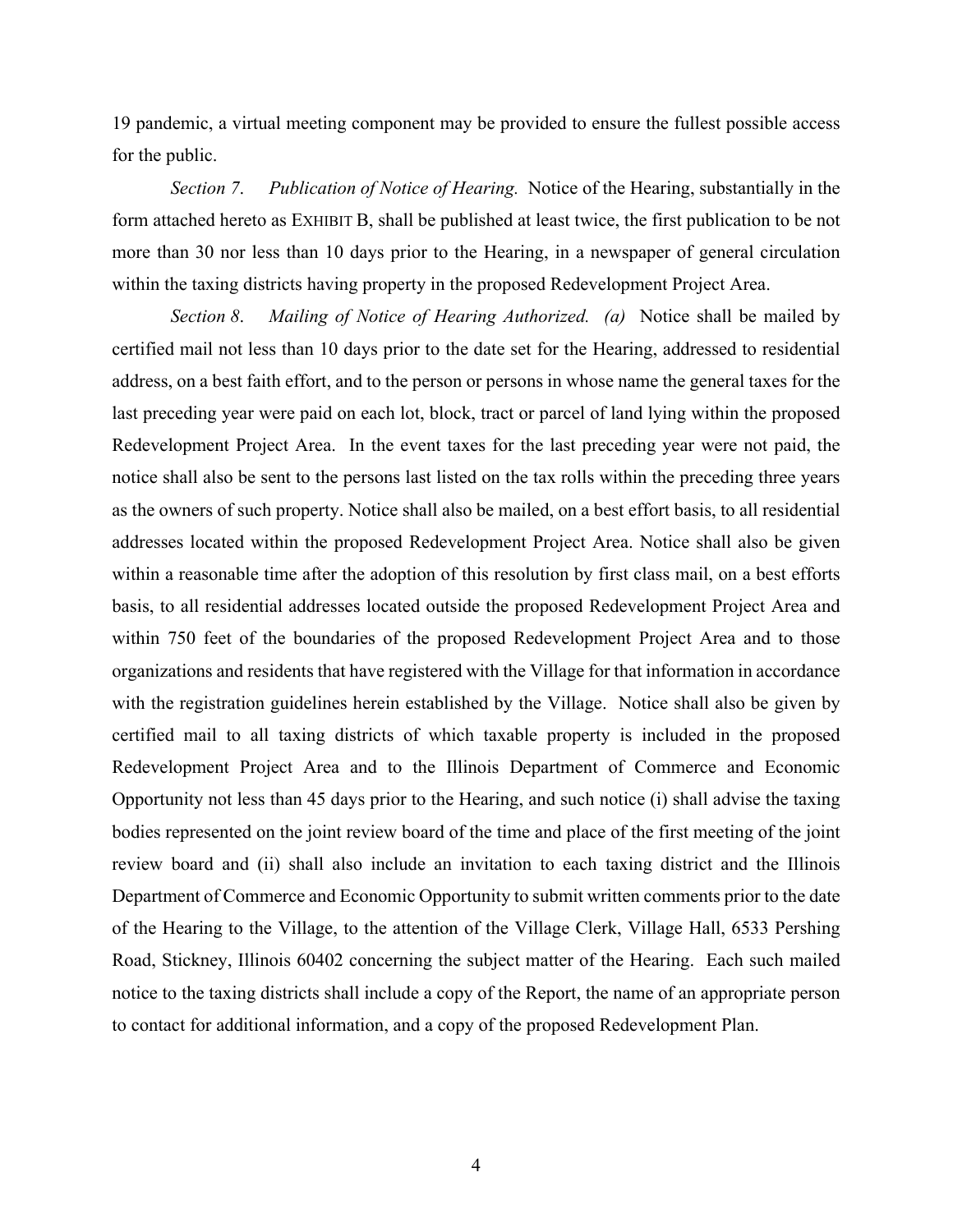19 pandemic, a virtual meeting component may be provided to ensure the fullest possible access for the public.

*Section 7*. *Publication of Notice of Hearing.* Notice of the Hearing, substantially in the form attached hereto as EXHIBIT B, shall be published at least twice, the first publication to be not more than 30 nor less than 10 days prior to the Hearing, in a newspaper of general circulation within the taxing districts having property in the proposed Redevelopment Project Area.

*Section 8*. *Mailing of Notice of Hearing Authorized.* *(a)* Notice shall be mailed by certified mail not less than 10 days prior to the date set for the Hearing, addressed to residential address, on a best faith effort, and to the person or persons in whose name the general taxes for the last preceding year were paid on each lot, block, tract or parcel of land lying within the proposed Redevelopment Project Area. In the event taxes for the last preceding year were not paid, the notice shall also be sent to the persons last listed on the tax rolls within the preceding three years as the owners of such property. Notice shall also be mailed, on a best effort basis, to all residential addresses located within the proposed Redevelopment Project Area. Notice shall also be given within a reasonable time after the adoption of this resolution by first class mail, on a best efforts basis, to all residential addresses located outside the proposed Redevelopment Project Area and within 750 feet of the boundaries of the proposed Redevelopment Project Area and to those organizations and residents that have registered with the Village for that information in accordance with the registration guidelines herein established by the Village. Notice shall also be given by certified mail to all taxing districts of which taxable property is included in the proposed Redevelopment Project Area and to the Illinois Department of Commerce and Economic Opportunity not less than 45 days prior to the Hearing, and such notice (i) shall advise the taxing bodies represented on the joint review board of the time and place of the first meeting of the joint review board and (ii) shall also include an invitation to each taxing district and the Illinois Department of Commerce and Economic Opportunity to submit written comments prior to the date of the Hearing to the Village, to the attention of the Village Clerk, Village Hall, 6533 Pershing Road, Stickney, Illinois 60402 concerning the subject matter of the Hearing. Each such mailed notice to the taxing districts shall include a copy of the Report, the name of an appropriate person to contact for additional information, and a copy of the proposed Redevelopment Plan.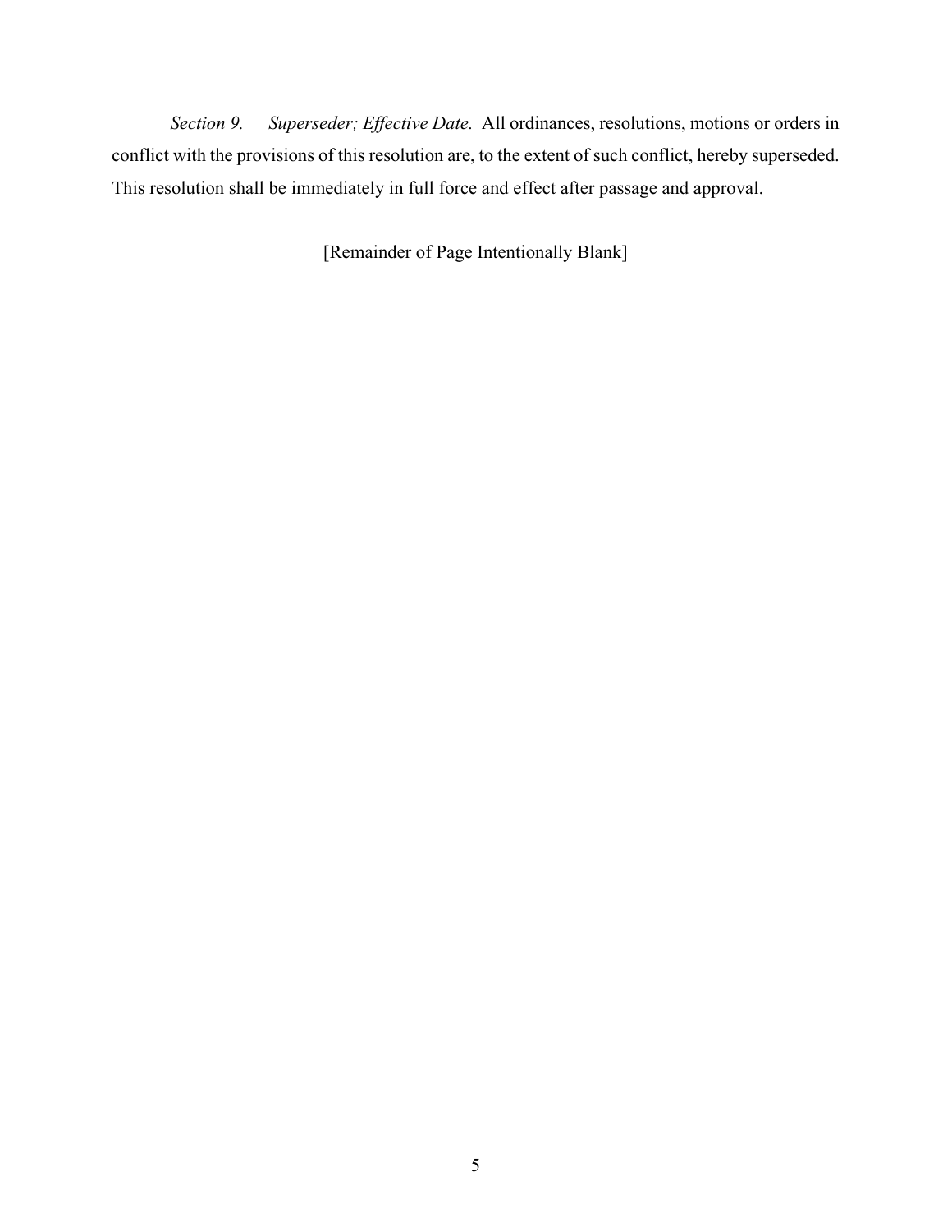*Section 9. Superseder; Effective Date.* All ordinances, resolutions, motions or orders in conflict with the provisions of this resolution are, to the extent of such conflict, hereby superseded. This resolution shall be immediately in full force and effect after passage and approval.

[Remainder of Page Intentionally Blank]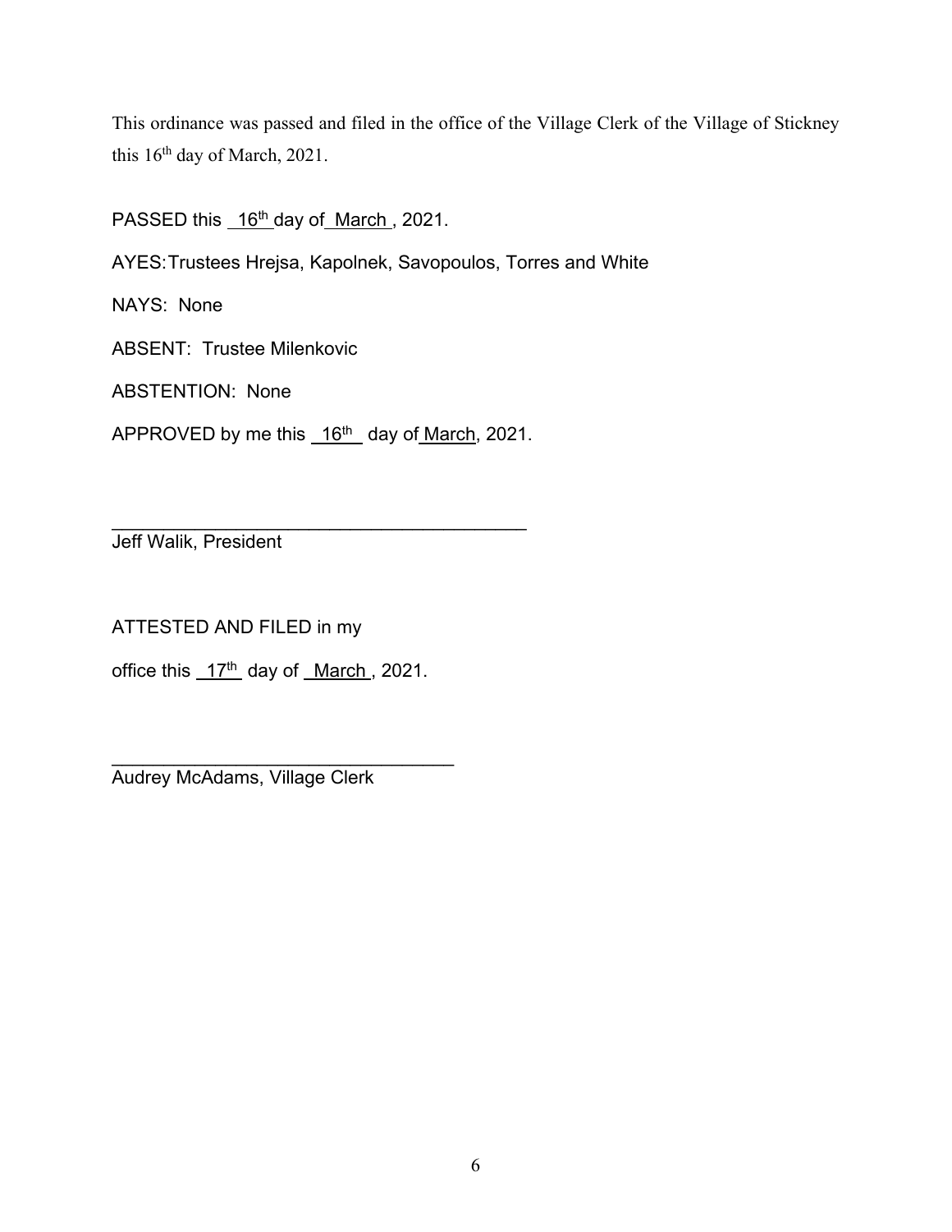This ordinance was passed and filed in the office of the Village Clerk of the Village of Stickney this 16th day of March, 2021.

PASSED this 16th day of March, 2021.

AYES: Trustees Hrejsa, Kapolnek, Savopoulos, Torres and White

NAYS: None

ABSENT: Trustee Milenkovic

ABSTENTION: None

APPROVED by me this 16th day of March, 2021.

\_\_\_\_\_\_\_\_\_\_\_\_\_\_\_\_\_\_\_\_\_\_\_\_\_\_\_\_\_\_\_\_\_\_\_\_\_\_\_\_

Jeff Walik, President

ATTESTED AND FILED in my

office this 17th day of March, 2021.

\_\_\_\_\_\_\_\_\_\_\_\_\_\_\_\_\_\_\_\_\_\_\_\_\_\_\_\_\_\_\_\_\_\_

Audrey McAdams, Village Clerk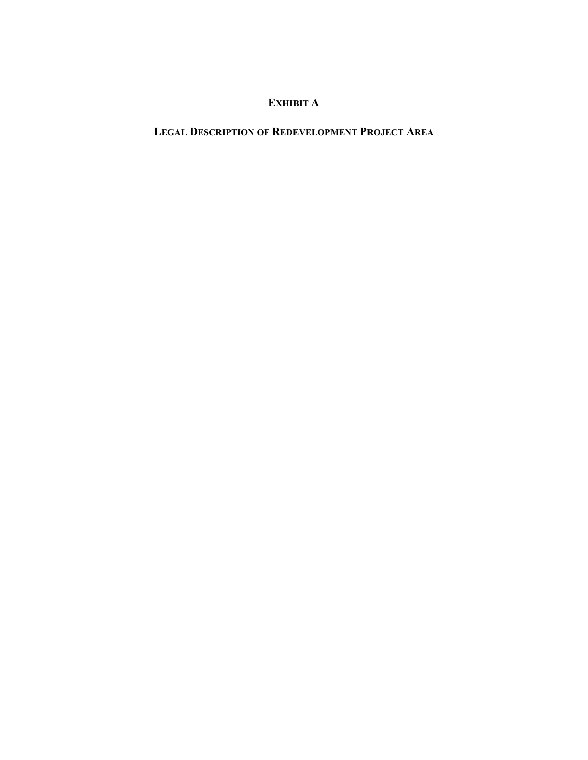# EXHIBIT A

## LEGAL DESCRIPTION OF REDEVELOPMENT PROJECT AREA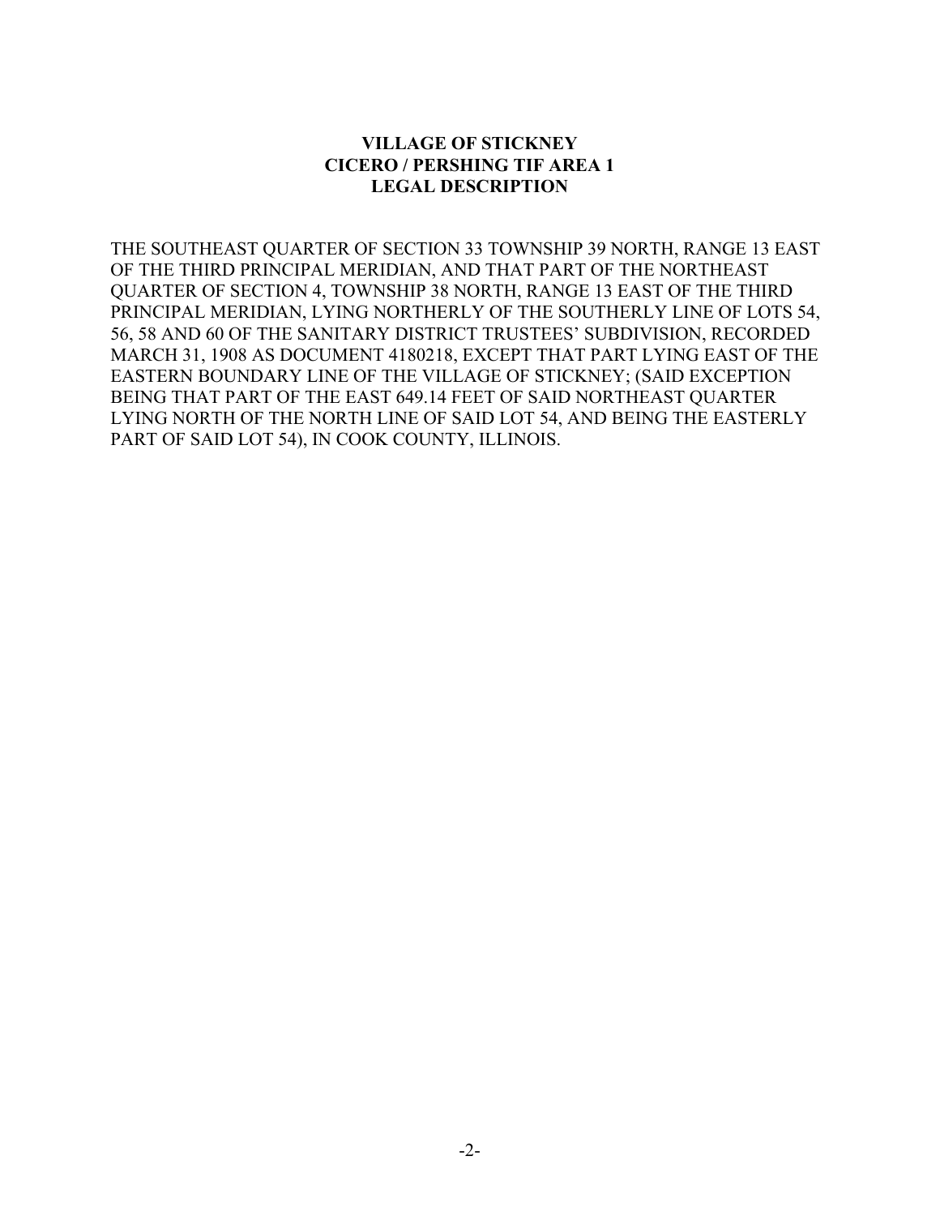# VILLAGE OF STICKNEY
## CICERO / PERSHING TIF AREA 1
## LEGAL DESCRIPTION

THE SOUTHEAST QUARTER OF SECTION 33 TOWNSHIP 39 NORTH, RANGE 13 EAST OF THE THIRD PRINCIPAL MERIDIAN, AND THAT PART OF THE NORTHEAST QUARTER OF SECTION 4, TOWNSHIP 38 NORTH, RANGE 13 EAST OF THE THIRD PRINCIPAL MERIDIAN, LYING NORTHERLY OF THE SOUTHERLY LINE OF LOTS 54, 56, 58 AND 60 OF THE SANITARY DISTRICT TRUSTEES' SUBDIVISION, RECORDED MARCH 31, 1908 AS DOCUMENT 4180218, EXCEPT THAT PART LYING EAST OF THE EASTERN BOUNDARY LINE OF THE VILLAGE OF STICKNEY; (SAID EXCEPTION BEING THAT PART OF THE EAST 649.14 FEET OF SAID NORTHEAST QUARTER LYING NORTH OF THE NORTH LINE OF SAID LOT 54, AND BEING THE EASTERLY PART OF SAID LOT 54), IN COOK COUNTY, ILLINOIS.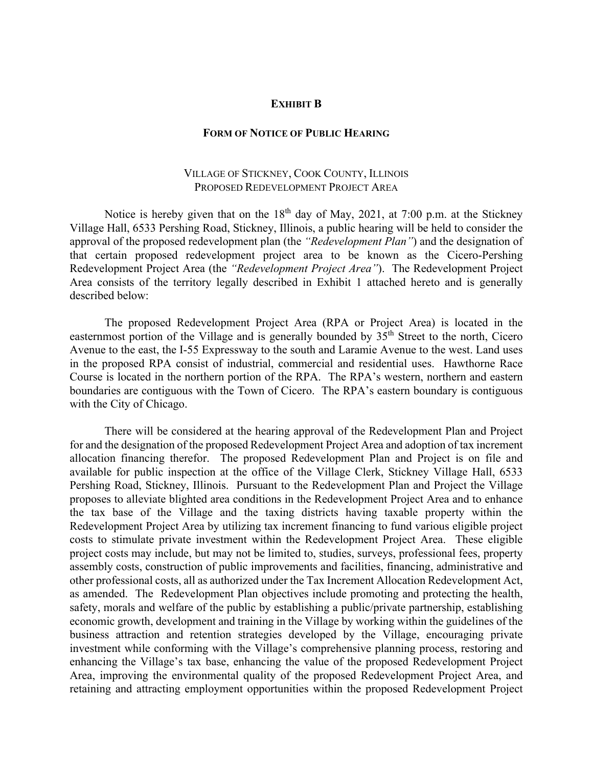**Exhibit B**

**Form of Notice of Public Hearing**

Village of Stickney, Cook County, Illinois
Proposed Redevelopment Project Area

Notice is hereby given that on the 18th day of May, 2021, at 7:00 p.m. at the Stickney Village Hall, 6533 Pershing Road, Stickney, Illinois, a public hearing will be held to consider the approval of the proposed redevelopment plan (the *"Redevelopment Plan"*) and the designation of that certain proposed redevelopment project area to be known as the Cicero-Pershing Redevelopment Project Area (the *"Redevelopment Project Area"*). The Redevelopment Project Area consists of the territory legally described in Exhibit 1 attached hereto and is generally described below:

The proposed Redevelopment Project Area (RPA or Project Area) is located in the easternmost portion of the Village and is generally bounded by 35th Street to the north, Cicero Avenue to the east, the I-55 Expressway to the south and Laramie Avenue to the west. Land uses in the proposed RPA consist of industrial, commercial and residential uses. Hawthorne Race Course is located in the northern portion of the RPA. The RPA's western, northern and eastern boundaries are contiguous with the Town of Cicero. The RPA's eastern boundary is contiguous with the City of Chicago.

There will be considered at the hearing approval of the Redevelopment Plan and Project for and the designation of the proposed Redevelopment Project Area and adoption of tax increment allocation financing therefor. The proposed Redevelopment Plan and Project is on file and available for public inspection at the office of the Village Clerk, Stickney Village Hall, 6533 Pershing Road, Stickney, Illinois. Pursuant to the Redevelopment Plan and Project the Village proposes to alleviate blighted area conditions in the Redevelopment Project Area and to enhance the tax base of the Village and the taxing districts having taxable property within the Redevelopment Project Area by utilizing tax increment financing to fund various eligible project costs to stimulate private investment within the Redevelopment Project Area. These eligible project costs may include, but may not be limited to, studies, surveys, professional fees, property assembly costs, construction of public improvements and facilities, financing, administrative and other professional costs, all as authorized under the Tax Increment Allocation Redevelopment Act, as amended. The Redevelopment Plan objectives include promoting and protecting the health, safety, morals and welfare of the public by establishing a public/private partnership, establishing economic growth, development and training in the Village by working within the guidelines of the business attraction and retention strategies developed by the Village, encouraging private investment while conforming with the Village's comprehensive planning process, restoring and enhancing the Village's tax base, enhancing the value of the proposed Redevelopment Project Area, improving the environmental quality of the proposed Redevelopment Project Area, and retaining and attracting employment opportunities within the proposed Redevelopment Project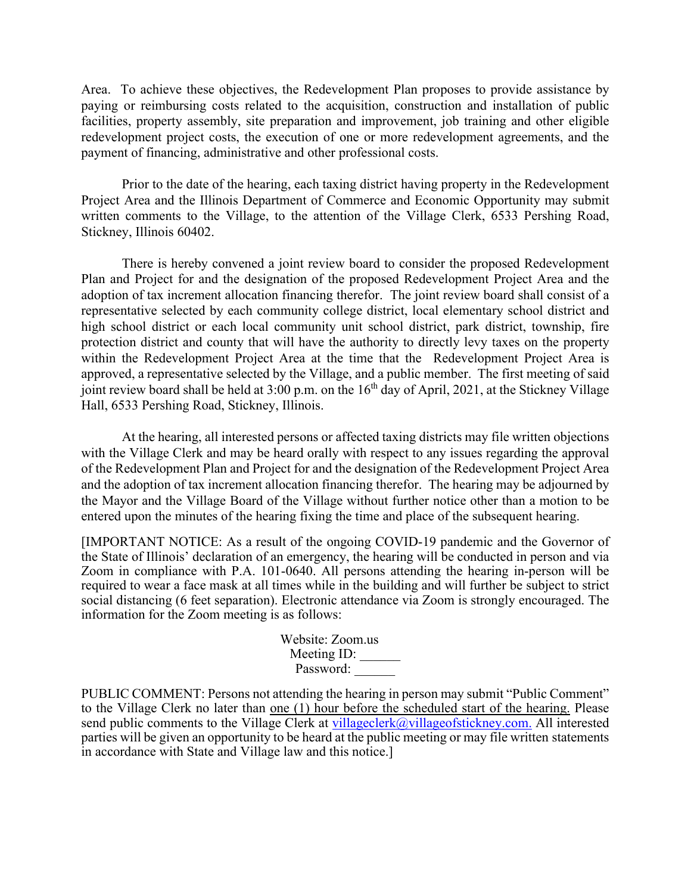Area. To achieve these objectives, the Redevelopment Plan proposes to provide assistance by paying or reimbursing costs related to the acquisition, construction and installation of public facilities, property assembly, site preparation and improvement, job training and other eligible redevelopment project costs, the execution of one or more redevelopment agreements, and the payment of financing, administrative and other professional costs.

Prior to the date of the hearing, each taxing district having property in the Redevelopment Project Area and the Illinois Department of Commerce and Economic Opportunity may submit written comments to the Village, to the attention of the Village Clerk, 6533 Pershing Road, Stickney, Illinois 60402.

There is hereby convened a joint review board to consider the proposed Redevelopment Plan and Project for and the designation of the proposed Redevelopment Project Area and the adoption of tax increment allocation financing therefor. The joint review board shall consist of a representative selected by each community college district, local elementary school district and high school district or each local community unit school district, park district, township, fire protection district and county that will have the authority to directly levy taxes on the property within the Redevelopment Project Area at the time that the Redevelopment Project Area is approved, a representative selected by the Village, and a public member. The first meeting of said joint review board shall be held at 3:00 p.m. on the 16th day of April, 2021, at the Stickney Village Hall, 6533 Pershing Road, Stickney, Illinois.

At the hearing, all interested persons or affected taxing districts may file written objections with the Village Clerk and may be heard orally with respect to any issues regarding the approval of the Redevelopment Plan and Project for and the designation of the Redevelopment Project Area and the adoption of tax increment allocation financing therefor. The hearing may be adjourned by the Mayor and the Village Board of the Village without further notice other than a motion to be entered upon the minutes of the hearing fixing the time and place of the subsequent hearing.

[IMPORTANT NOTICE: As a result of the ongoing COVID-19 pandemic and the Governor of the State of Illinois' declaration of an emergency, the hearing will be conducted in person and via Zoom in compliance with P.A. 101-0640. All persons attending the hearing in-person will be required to wear a face mask at all times while in the building and will further be subject to strict social distancing (6 feet separation). Electronic attendance via Zoom is strongly encouraged. The information for the Zoom meeting is as follows:

Website: Zoom.us
Meeting ID: ______
Password: ______

PUBLIC COMMENT: Persons not attending the hearing in person may submit "Public Comment" to the Village Clerk no later than one (1) hour before the scheduled start of the hearing. Please send public comments to the Village Clerk at villageclerk@villageofstickney.com. All interested parties will be given an opportunity to be heard at the public meeting or may file written statements in accordance with State and Village law and this notice.]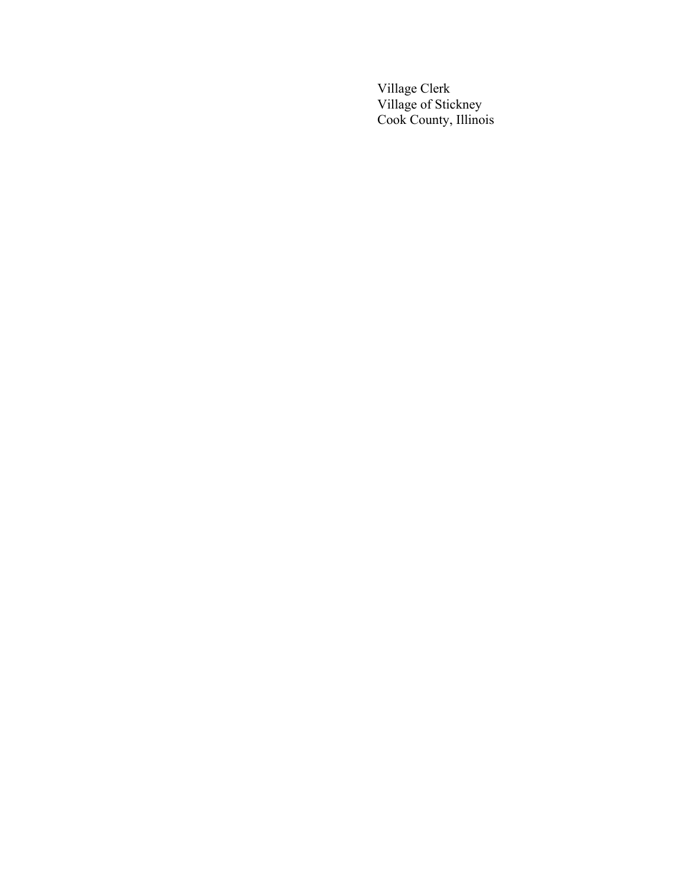Village Clerk
Village of Stickney
Cook County, Illinois